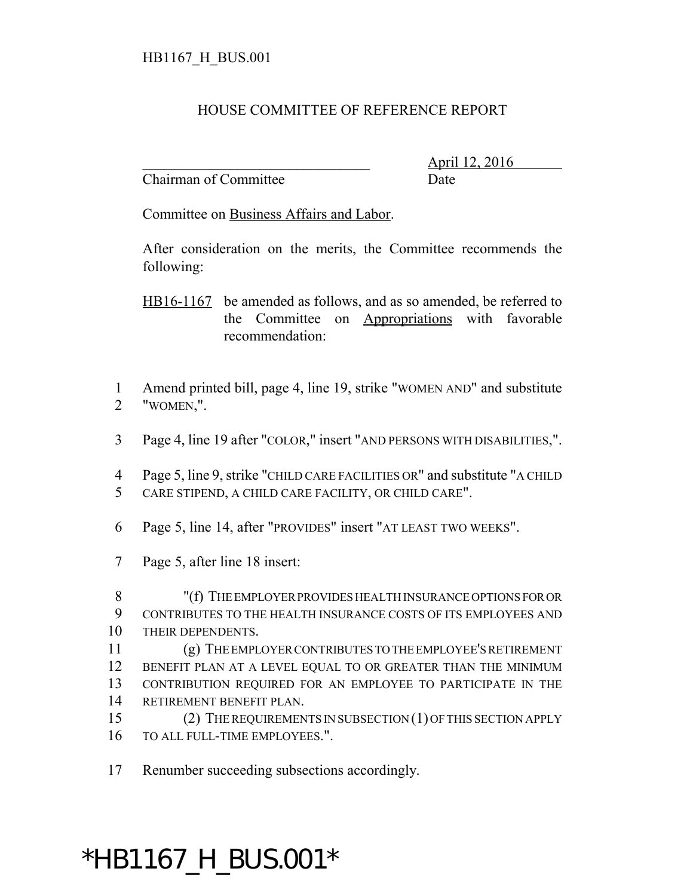HB1167_H_BUS.001

# HOUSE COMMITTEE OF REFERENCE REPORT

_______________________________ April 12, 2016
Chairman of Committee Date

Committee on Business Affairs and Labor.

After consideration on the merits, the Committee recommends the following:

HB16-1167 be amended as follows, and as so amended, be referred to the Committee on Appropriations with favorable recommendation:

1 Amend printed bill, page 4, line 19, strike "WOMEN AND" and substitute
2 "WOMEN,".

3 Page 4, line 19 after "COLOR," insert "AND PERSONS WITH DISABILITIES,".

4 Page 5, line 9, strike "CHILD CARE FACILITIES OR" and substitute "A CHILD
5 CARE STIPEND, A CHILD CARE FACILITY, OR CHILD CARE".

6 Page 5, line 14, after "PROVIDES" insert "AT LEAST TWO WEEKS".

7 Page 5, after line 18 insert:

8 "(f) THE EMPLOYER PROVIDES HEALTH INSURANCE OPTIONS FOR OR
9 CONTRIBUTES TO THE HEALTH INSURANCE COSTS OF ITS EMPLOYEES AND
10 THEIR DEPENDENTS.
11 (g) THE EMPLOYER CONTRIBUTES TO THE EMPLOYEE'S RETIREMENT
12 BENEFIT PLAN AT A LEVEL EQUAL TO OR GREATER THAN THE MINIMUM
13 CONTRIBUTION REQUIRED FOR AN EMPLOYEE TO PARTICIPATE IN THE
14 RETIREMENT BENEFIT PLAN.
15 (2) THE REQUIREMENTS IN SUBSECTION (1) OF THIS SECTION APPLY
16 TO ALL FULL-TIME EMPLOYEES.".

17 Renumber succeeding subsections accordingly.

*HB1167_H_BUS.001*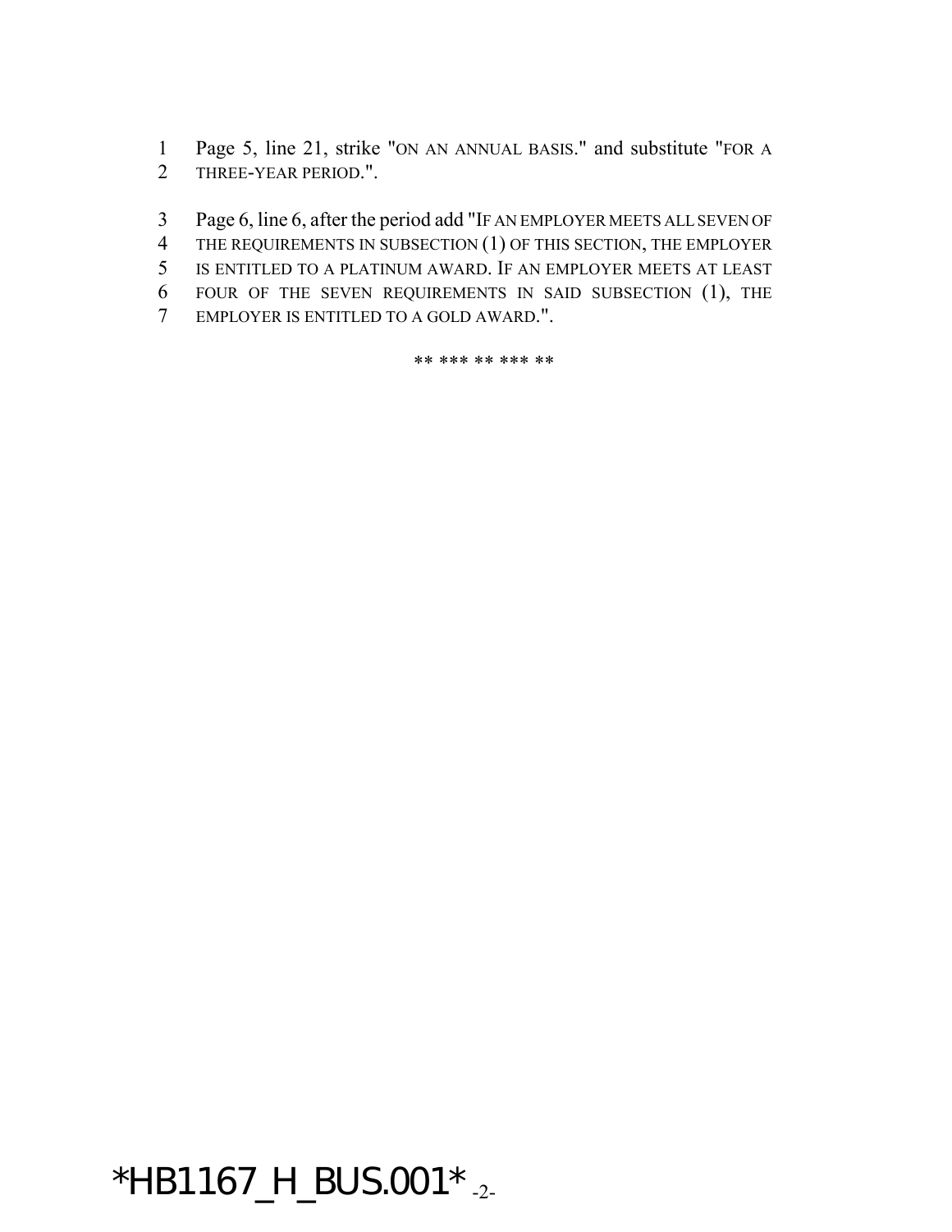Page 5, line 21, strike "ON AN ANNUAL BASIS." and substitute "FOR A THREE-YEAR PERIOD.".

Page 6, line 6, after the period add "IF AN EMPLOYER MEETS ALL SEVEN OF THE REQUIREMENTS IN SUBSECTION (1) OF THIS SECTION, THE EMPLOYER IS ENTITLED TO A PLATINUM AWARD. IF AN EMPLOYER MEETS AT LEAST FOUR OF THE SEVEN REQUIREMENTS IN SAID SUBSECTION (1), THE EMPLOYER IS ENTITLED TO A GOLD AWARD.".

** *** ** *** **

*HB1167_H_BUS.001*